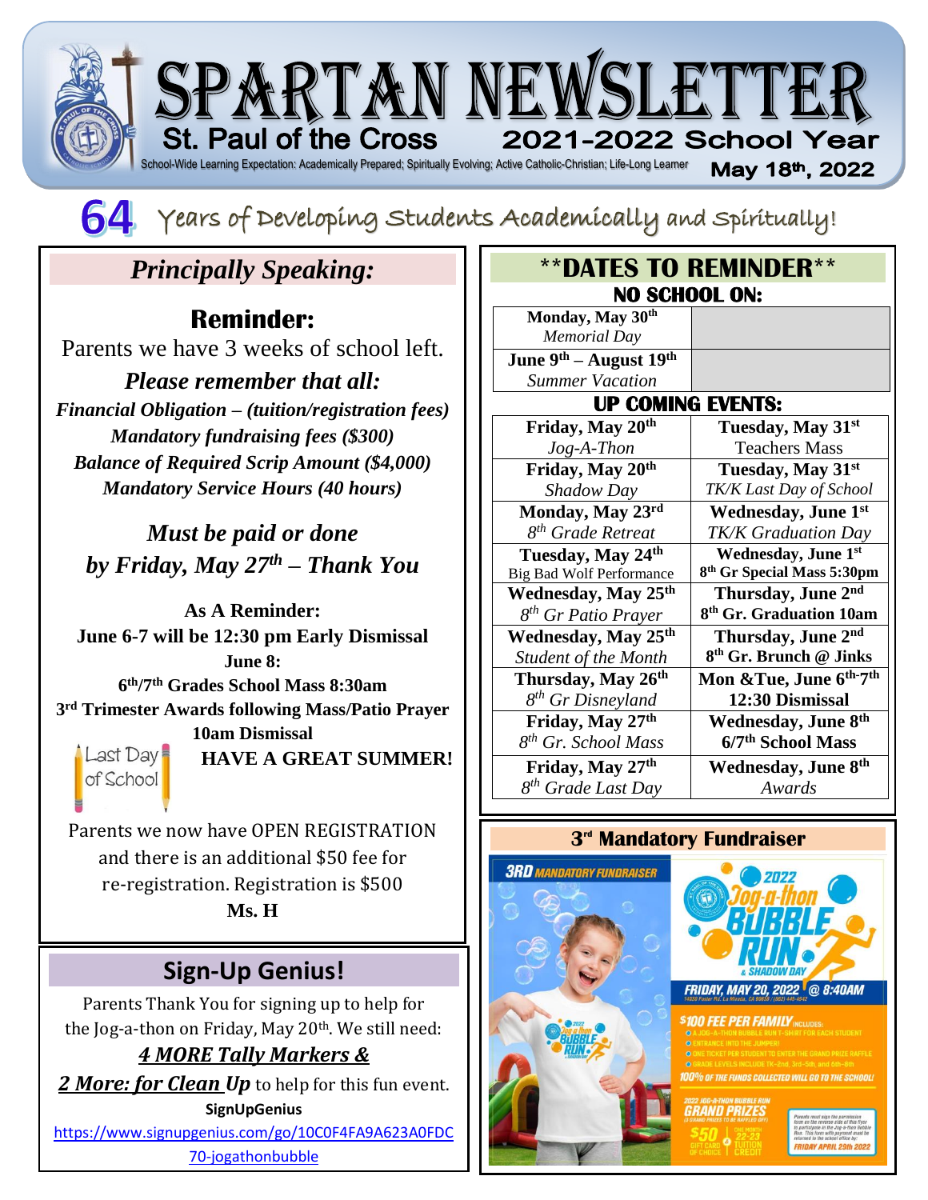# SPARTAN NEWSLETTER

**St. Paul of the Cross** — **2021-2022 School Year**

School-Wide Learning Expectation: Academically Prepared; Spiritually Evolving; Active Catholic-Christian; Life-Long Learner

**May 18th, 2022**

## 64 Years of Developing Students Academically and Spiritually!

## *Principally Speaking:*

### Reminder:

Parents we have 3 weeks of school left.

***Please remember that all:***

***Financial Obligation – (tuition/registration fees)***
***Mandatory fundraising fees ($300)***
***Balance of Required Scrip Amount ($4,000)***
***Mandatory Service Hours (40 hours)***

***Must be paid or done by Friday, May 27th – Thank You***

**As A Reminder:**
**June 6-7 will be 12:30 pm Early Dismissal**
**June 8:**
**6th/7th Grades School Mass 8:30am**
**3rd Trimester Awards following Mass/Patio Prayer**
**10am Dismissal**

Last Day of School

**HAVE A GREAT SUMMER!**

Parents we now have OPEN REGISTRATION and there is an additional $50 fee for re-registration. Registration is $500

**Ms. H**

## Sign-Up Genius!

Parents Thank You for signing up to help for the Jog-a-thon on Friday, May 20th. We still need:

***4 MORE Tally Markers &***

***2 More: for Clean Up*** to help for this fun event.

**SignUpGenius**

https://www.signupgenius.com/go/10C0F4FA9A623A0FDC70-jogathonbubble

## **DATES TO REMINDER**

### NO SCHOOL ON:

| | |
|---|---|
| **Monday, May 30th** *Memorial Day* | |
| **June 9th – August 19th** *Summer Vacation* | |

### UP COMING EVENTS:

| | |
|---|---|
| **Friday, May 20th** *Jog-A-Thon* | **Tuesday, May 31st** Teachers Mass |
| **Friday, May 20th** *Shadow Day* | **Tuesday, May 31st** *TK/K Last Day of School* |
| **Monday, May 23rd** *8th Grade Retreat* | **Wednesday, June 1st** *TK/K Graduation Day* |
| **Tuesday, May 24th** Big Bad Wolf Performance | **Wednesday, June 1st** **8th Gr Special Mass 5:30pm** |
| **Wednesday, May 25th** *8th Gr Patio Prayer* | **Thursday, June 2nd** **8th Gr. Graduation 10am** |
| **Wednesday, May 25th** *Student of the Month* | **Thursday, June 2nd** **8th Gr. Brunch @ Jinks** |
| **Thursday, May 26th** *8th Gr Disneyland* | **Mon &Tue, June 6th-7th** **12:30 Dismissal** |
| **Friday, May 27th** *8th Gr. School Mass* | **Wednesday, June 8th** **6/7th School Mass** |
| **Friday, May 27th** *8th Grade Last Day* | **Wednesday, June 8th** *Awards* |

## 3rd Mandatory Fundraiser

3RD MANDATORY FUNDRAISER

2022 Jog-a-thon BUBBLE RUN & SHADOW DAY

FRIDAY, MAY 20, 2022 @ 8:40AM

$100 FEE PER FAMILY INCLUDES:
- A JOG-A-THON BUBBLE RUN T-SHIRT FOR EACH STUDENT
- ENTRANCE INTO THE JUMPER!
- ONE TICKET PER STUDENT TO ENTER THE GRAND PRIZE RAFFLE
- GRADE LEVELS INCLUDE TK-2nd, 3rd-5th, and 6th-8th

100% OF THE FUNDS COLLECTED WILL GO TO THE SCHOOL!

2022 JOG-A-THON BUBBLE RUN GRAND PRIZES

$50 GIFT CARD OF CHOICE | ONE MONTH 22-23 TUITION CREDIT

FRIDAY APRIL 29th 2022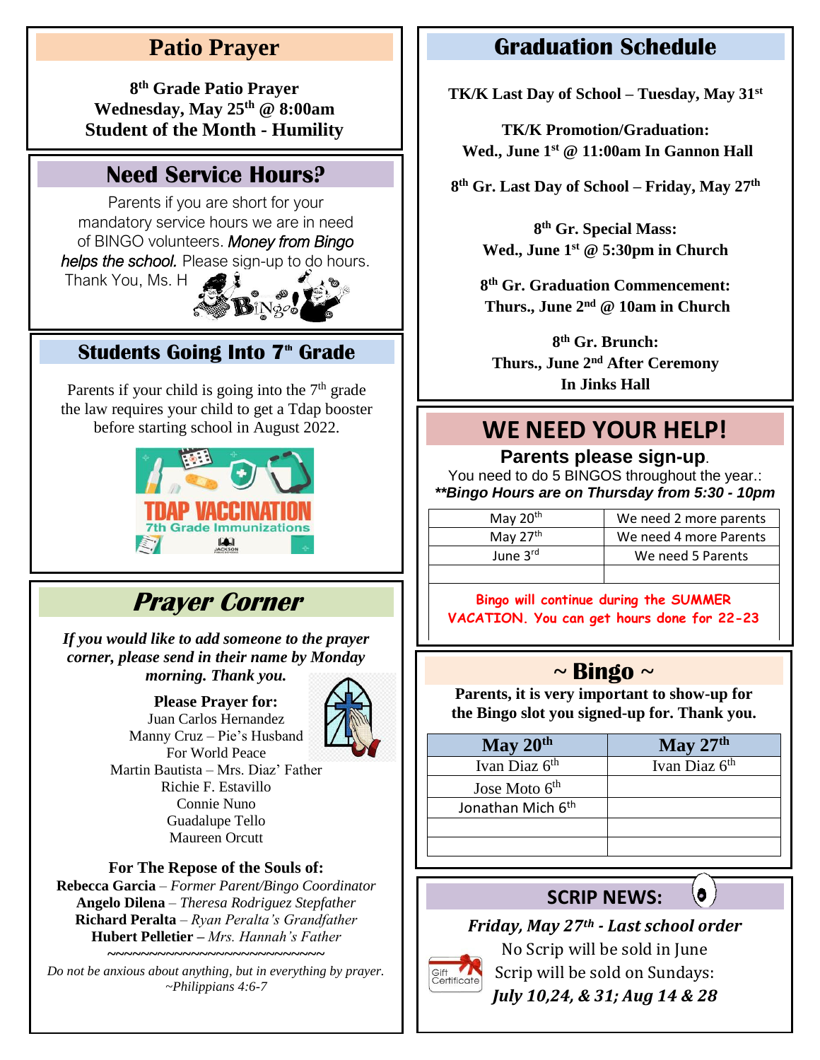## Patio Prayer

**8th Grade Patio Prayer**
**Wednesday, May 25th @ 8:00am**
**Student of the Month - Humility**

## Need Service Hours?

Parents if you are short for your mandatory service hours we are in need of BINGO volunteers. *Money from Bingo helps the school.* Please sign-up to do hours.
Thank You, Ms. H

## Students Going Into 7th Grade

Parents if your child is going into the 7th grade the law requires your child to get a Tdap booster before starting school in August 2022.

TDAP VACCINATION
7th Grade Immunizations

## Prayer Corner

***If you would like to add someone to the prayer corner, please send in their name by Monday morning. Thank you.***

**Please Prayer for:**
Juan Carlos Hernandez
Manny Cruz – Pie's Husband
For World Peace
Martin Bautista – Mrs. Diaz' Father
Richie F. Estavillo
Connie Nuno
Guadalupe Tello
Maureen Orcutt

**For The Repose of the Souls of:**
**Rebecca Garcia** – *Former Parent/Bingo Coordinator*
**Angelo Dilena** – *Theresa Rodriguez Stepfather*
**Richard Peralta** – *Ryan Peralta's Grandfather*
**Hubert Pelletier** – *Mrs. Hannah's Father*

~~~~~~~~~~~~~~~~~~~~~~~~~~~

*Do not be anxious about anything, but in everything by prayer.*
*~Philippians 4:6-7*

## Graduation Schedule

**TK/K Last Day of School – Tuesday, May 31st**

**TK/K Promotion/Graduation:**
**Wed., June 1st @ 11:00am In Gannon Hall**

**8th Gr. Last Day of School – Friday, May 27th**

**8th Gr. Special Mass:**
**Wed., June 1st @ 5:30pm in Church**

**8th Gr. Graduation Commencement:**
**Thurs., June 2nd @ 10am in Church**

**8th Gr. Brunch:**
**Thurs., June 2nd After Ceremony**
**In Jinks Hall**

## WE NEED YOUR HELP!

**Parents please sign-up.**
You need to do 5 BINGOS throughout the year.:
***Bingo Hours are on Thursday from 5:30 - 10pm***

| | |
|---|---|
| May 20th | We need 2 more parents |
| May 27th | We need 4 more Parents |
| June 3rd | We need 5 Parents |
| | |

**Bingo will continue during the SUMMER VACATION. You can get hours done for 22-23**

## ~ Bingo ~

**Parents, it is very important to show-up for the Bingo slot you signed-up for. Thank you.**

| May 20th | May 27th |
|---|---|
| Ivan Diaz 6th | Ivan Diaz 6th |
| Jose Moto 6th | |
| Jonathan Mich 6th | |
| | |
| | |

## SCRIP NEWS:

***Friday, May 27th - Last school order***
No Scrip will be sold in June
Scrip will be sold on Sundays:
***July 10,24, & 31; Aug 14 & 28***